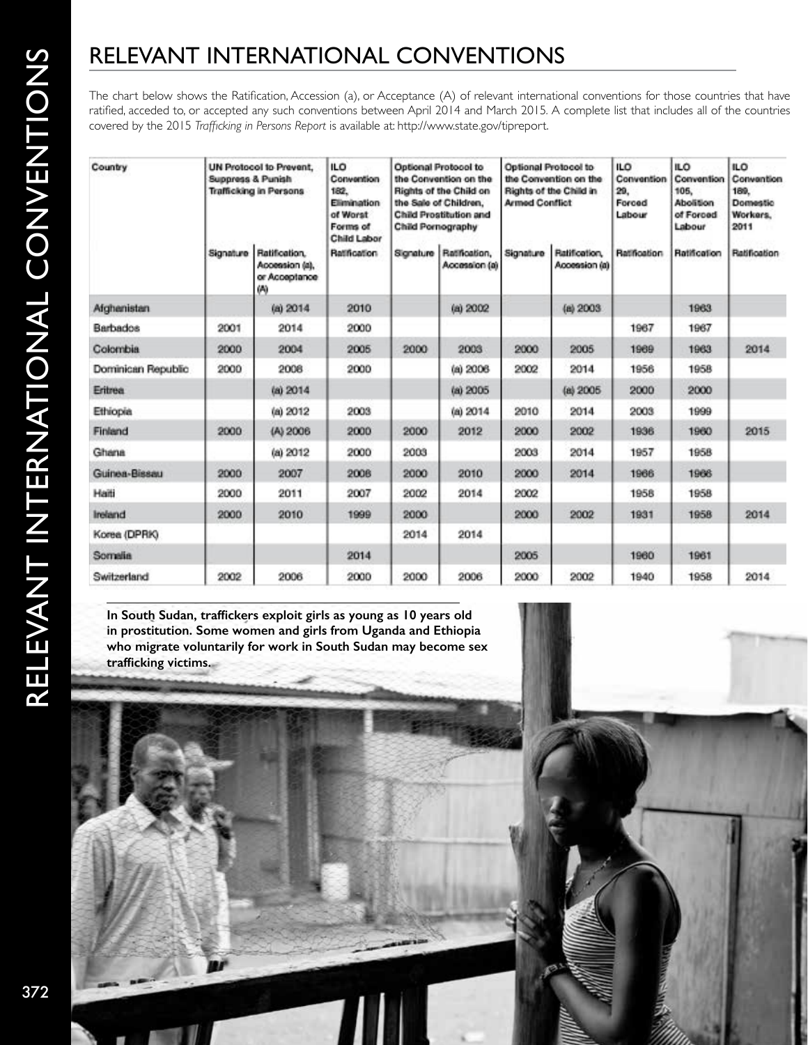# RELEVANT INTERNATIONAL CONVENTIONS

The chart below shows the Ratification, Accession (a), or Acceptance (A) of relevant international conventions for those countries that have ratified, acceded to, or accepted any such conventions between April 2014 and March 2015. A complete list that includes all of the countries covered by the 2015 *Trafficking in Persons Report* is available at: http://www.state.gov/tipreport.

| Country | UN Protocol to Prevent, Suppress & Punish Trafficking in Persons | | ILO Convention 182, Elimination of Worst Forms of Child Labor | Optional Protocol to the Convention on the Rights of the Child on the Sale of Children, Child Prostitution and Child Pornography | | Optional Protocol to the Convention on the Rights of the Child in Armed Conflict | | ILO Convention 29, Forced Labour | ILO Convention 105, Abolition of Forced Labour | ILO Convention 189, Domestic Workers, 2011 |
|---|---|---|---|---|---|---|---|---|---|---|
| | Signature | Ratification, Accession (a), or Acceptance (A) | Ratification | Signature | Ratification, Accession (a) | Signature | Ratification, Accession (a) | Ratification | Ratification | Ratification |
| Afghanistan | | (a) 2014 | 2010 | | (a) 2002 | | (a) 2003 | | 1963 | |
| Barbados | 2001 | 2014 | 2000 | | | | | 1967 | 1967 | |
| Colombia | 2000 | 2004 | 2005 | 2000 | 2003 | 2000 | 2005 | 1969 | 1963 | 2014 |
| Dominican Republic | 2000 | 2008 | 2000 | | (a) 2006 | 2002 | 2014 | 1956 | 1958 | |
| Eritrea | | (a) 2014 | | | (a) 2005 | | (a) 2005 | 2000 | 2000 | |
| Ethiopia | | (a) 2012 | 2003 | | (a) 2014 | 2010 | 2014 | 2003 | 1999 | |
| Finland | 2000 | (A) 2006 | 2000 | 2000 | 2012 | 2000 | 2002 | 1936 | 1960 | 2015 |
| Ghana | | (a) 2012 | 2000 | 2003 | | 2003 | 2014 | 1957 | 1958 | |
| Guinea-Bissau | 2000 | 2007 | 2008 | 2000 | 2010 | 2000 | 2014 | 1966 | 1966 | |
| Haiti | 2000 | 2011 | 2007 | 2002 | 2014 | 2002 | | 1958 | 1958 | |
| Ireland | 2000 | 2010 | 1999 | 2000 | | 2000 | 2002 | 1931 | 1958 | 2014 |
| Korea (DPRK) | | | | 2014 | 2014 | | | | | |
| Somalia | | | 2014 | | | 2005 | | 1960 | 1961 | |
| Switzerland | 2002 | 2006 | 2000 | 2000 | 2006 | 2000 | 2002 | 1940 | 1958 | 2014 |

**In South Sudan, traffickers exploit girls as young as 10 years old in prostitution. Some women and girls from Uganda and Ethiopia who migrate voluntarily for work in South Sudan may become sex trafficking victims.**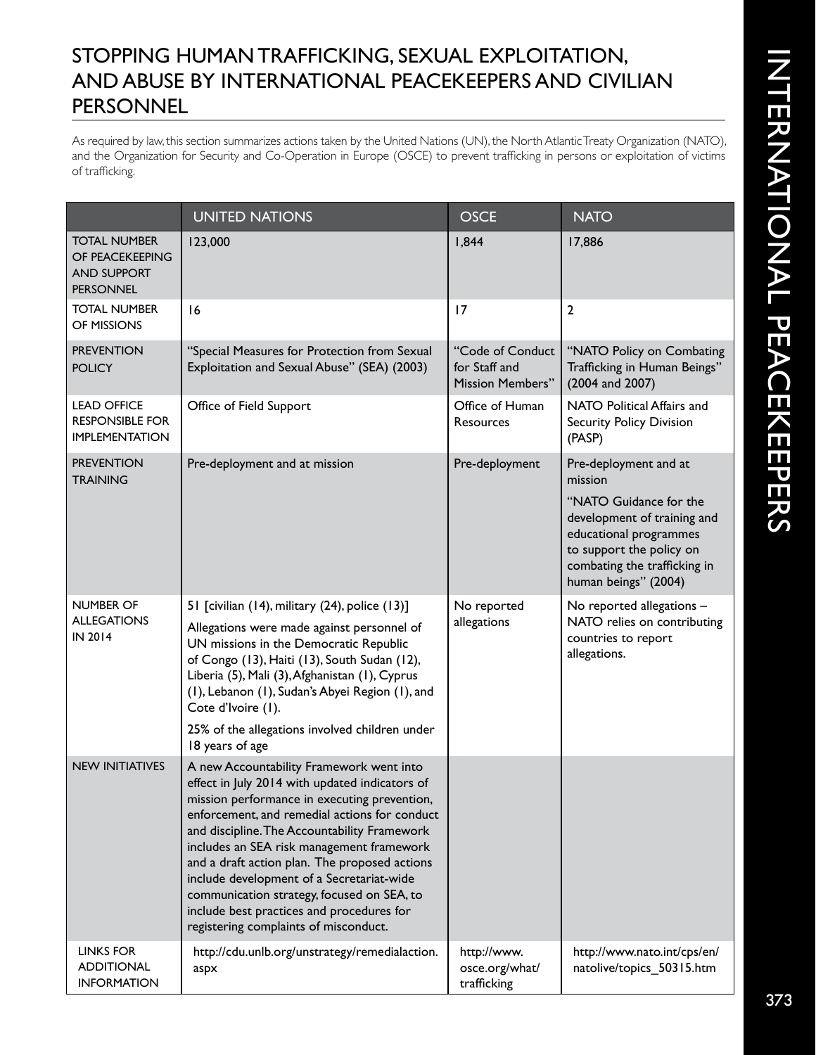# STOPPING HUMAN TRAFFICKING, SEXUAL EXPLOITATION, AND ABUSE BY INTERNATIONAL PEACEKEEPERS AND CIVILIAN PERSONNEL

As required by law, this section summarizes actions taken by the United Nations (UN), the North Atlantic Treaty Organization (NATO), and the Organization for Security and Co-Operation in Europe (OSCE) to prevent trafficking in persons or exploitation of victims of trafficking.

| | UNITED NATIONS | OSCE | NATO |
|---|---|---|---|
| TOTAL NUMBER OF PEACEKEEPING AND SUPPORT PERSONNEL | 123,000 | 1,844 | 17,886 |
| TOTAL NUMBER OF MISSIONS | 16 | 17 | 2 |
| PREVENTION POLICY | "Special Measures for Protection from Sexual Exploitation and Sexual Abuse" (SEA) (2003) | "Code of Conduct for Staff and Mission Members" | "NATO Policy on Combating Trafficking in Human Beings" (2004 and 2007) |
| LEAD OFFICE RESPONSIBLE FOR IMPLEMENTATION | Office of Field Support | Office of Human Resources | NATO Political Affairs and Security Policy Division (PASP) |
| PREVENTION TRAINING | Pre-deployment and at mission | Pre-deployment | Pre-deployment and at mission<br><br>"NATO Guidance for the development of training and educational programmes to support the policy on combating the trafficking in human beings" (2004) |
| NUMBER OF ALLEGATIONS IN 2014 | 51 [civilian (14), military (24), police (13)]<br><br>Allegations were made against personnel of UN missions in the Democratic Republic of Congo (13), Haiti (13), South Sudan (12), Liberia (5), Mali (3), Afghanistan (1), Cyprus (1), Lebanon (1), Sudan's Abyei Region (1), and Cote d'Ivoire (1).<br><br>25% of the allegations involved children under 18 years of age | No reported allegations | No reported allegations – NATO relies on contributing countries to report allegations. |
| NEW INITIATIVES | A new Accountability Framework went into effect in July 2014 with updated indicators of mission performance in executing prevention, enforcement, and remedial actions for conduct and discipline. The Accountability Framework includes an SEA risk management framework and a draft action plan. The proposed actions include development of a Secretariat-wide communication strategy, focused on SEA, to include best practices and procedures for registering complaints of misconduct. | | |
| LINKS FOR ADDITIONAL INFORMATION | http://cdu.unlb.org/unstrategy/remedialaction.aspx | http://www.osce.org/what/trafficking | http://www.nato.int/cps/en/natolive/topics_50315.htm |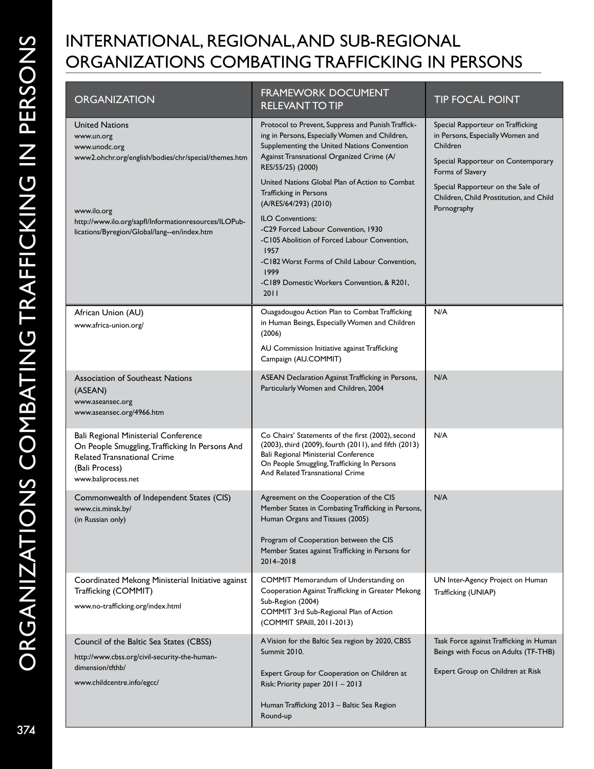# INTERNATIONAL, REGIONAL, AND SUB-REGIONAL ORGANIZATIONS COMBATING TRAFFICKING IN PERSONS

| ORGANIZATION | FRAMEWORK DOCUMENT RELEVANT TO TIP | TIP FOCAL POINT |
|---|---|---|
| United Nations<br>www.un.org<br>www.unodc.org<br>www2.ohchr.org/english/bodies/chr/special/themes.htm<br><br>www.ilo.org<br>http://www.ilo.org/sapfl/Informationresources/ILOPublications/Byregion/Global/lang--en/index.htm | Protocol to Prevent, Suppress and Punish Trafficking in Persons, Especially Women and Children, Supplementing the United Nations Convention Against Transnational Organized Crime (A/RES/55/25) (2000)<br><br>United Nations Global Plan of Action to Combat Trafficking in Persons (A/RES/64/293) (2010)<br><br>ILO Conventions:<br>-C29 Forced Labour Convention, 1930<br>-C105 Abolition of Forced Labour Convention, 1957<br>-C182 Worst Forms of Child Labour Convention, 1999<br>-C189 Domestic Workers Convention, & R201, 2011 | Special Rapporteur on Trafficking in Persons, Especially Women and Children<br><br>Special Rapporteur on Contemporary Forms of Slavery<br><br>Special Rapporteur on the Sale of Children, Child Prostitution, and Child Pornography |
| African Union (AU)<br>www.africa-union.org/ | Ouagadougou Action Plan to Combat Trafficking in Human Beings, Especially Women and Children (2006)<br><br>AU Commission Initiative against Trafficking Campaign (AU.COMMIT) | N/A |
| Association of Southeast Nations (ASEAN)<br>www.aseansec.org<br>www.aseansec.org/4966.htm | ASEAN Declaration Against Trafficking in Persons, Particularly Women and Children, 2004 | N/A |
| Bali Regional Ministerial Conference On People Smuggling, Trafficking In Persons And Related Transnational Crime (Bali Process)<br>www.baliprocess.net | Co Chairs' Statements of the first (2002), second (2003), third (2009), fourth (2011), and fifth (2013) Bali Regional Ministerial Conference On People Smuggling, Trafficking In Persons And Related Transnational Crime | N/A |
| Commonwealth of Independent States (CIS)<br>www.cis.minsk.by/<br>(in Russian only) | Agreement on the Cooperation of the CIS Member States in Combating Trafficking in Persons, Human Organs and Tissues (2005)<br><br>Program of Cooperation between the CIS Member States against Trafficking in Persons for 2014–2018 | N/A |
| Coordinated Mekong Ministerial Initiative against Trafficking (COMMIT)<br>www.no-trafficking.org/index.html | COMMIT Memorandum of Understanding on Cooperation Against Trafficking in Greater Mekong Sub-Region (2004)<br>COMMIT 3rd Sub-Regional Plan of Action (COMMIT SPAIII, 2011-2013) | UN Inter-Agency Project on Human Trafficking (UNIAP) |
| Council of the Baltic Sea States (CBSS)<br>http://www.cbss.org/civil-security-the-human-dimension/tfthb/<br>www.childcentre.info/egcc/ | A Vision for the Baltic Sea region by 2020, CBSS Summit 2010.<br><br>Expert Group for Cooperation on Children at Risk: Priority paper 2011 – 2013<br><br>Human Trafficking 2013 – Baltic Sea Region Round-up | Task Force against Trafficking in Human Beings with Focus on Adults (TF-THB)<br><br>Expert Group on Children at Risk |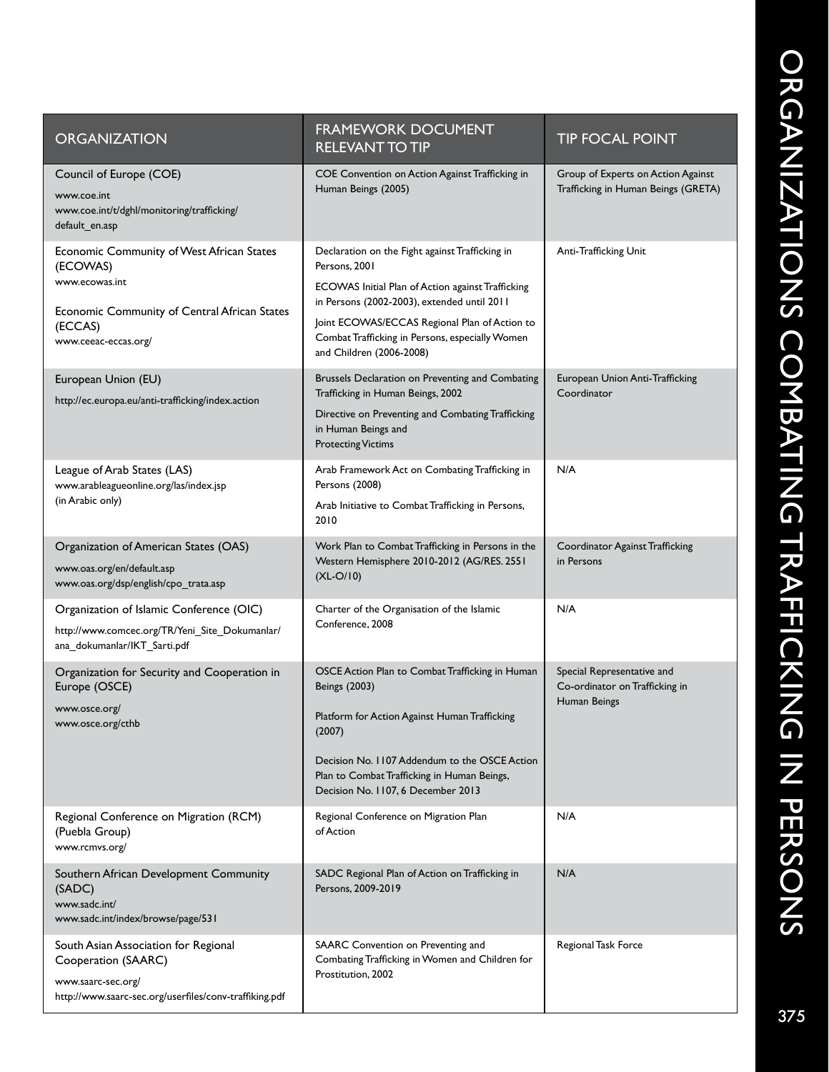| ORGANIZATION | FRAMEWORK DOCUMENT RELEVANT TO TIP | TIP FOCAL POINT |
|---|---|---|
| Council of Europe (COE)<br>www.coe.int<br>www.coe.int/t/dghl/monitoring/trafficking/default_en.asp | COE Convention on Action Against Trafficking in Human Beings (2005) | Group of Experts on Action Against Trafficking in Human Beings (GRETA) |
| Economic Community of West African States (ECOWAS)<br>www.ecowas.int<br>Economic Community of Central African States (ECCAS)<br>www.ceeac-eccas.org/ | Declaration on the Fight against Trafficking in Persons, 2001<br>ECOWAS Initial Plan of Action against Trafficking in Persons (2002-2003), extended until 2011<br>Joint ECOWAS/ECCAS Regional Plan of Action to Combat Trafficking in Persons, especially Women and Children (2006-2008) | Anti-Trafficking Unit |
| European Union (EU)<br>http://ec.europa.eu/anti-trafficking/index.action | Brussels Declaration on Preventing and Combating Trafficking in Human Beings, 2002<br>Directive on Preventing and Combating Trafficking in Human Beings and Protecting Victims | European Union Anti-Trafficking Coordinator |
| League of Arab States (LAS)<br>www.arableagueonline.org/las/index.jsp<br>(in Arabic only) | Arab Framework Act on Combating Trafficking in Persons (2008)<br>Arab Initiative to Combat Trafficking in Persons, 2010 | N/A |
| Organization of American States (OAS)<br>www.oas.org/en/default.asp<br>www.oas.org/dsp/english/cpo_trata.asp | Work Plan to Combat Trafficking in Persons in the Western Hemisphere 2010-2012 (AG/RES. 2551 (XL-O/10) | Coordinator Against Trafficking in Persons |
| Organization of Islamic Conference (OIC)<br>http://www.comcec.org/TR/Yeni_Site_Dokumanlar/ana_dokumanlar/IKT_Sarti.pdf | Charter of the Organisation of the Islamic Conference, 2008 | N/A |
| Organization for Security and Cooperation in Europe (OSCE)<br>www.osce.org/<br>www.osce.org/cthb | OSCE Action Plan to Combat Trafficking in Human Beings (2003)<br>Platform for Action Against Human Trafficking (2007)<br>Decision No. 1107 Addendum to the OSCE Action Plan to Combat Trafficking in Human Beings, Decision No. 1107, 6 December 2013 | Special Representative and Co-ordinator on Trafficking in Human Beings |
| Regional Conference on Migration (RCM) (Puebla Group)<br>www.rcmvs.org/ | Regional Conference on Migration Plan of Action | N/A |
| Southern African Development Community (SADC)<br>www.sadc.int/<br>www.sadc.int/index/browse/page/531 | SADC Regional Plan of Action on Trafficking in Persons, 2009-2019 | N/A |
| South Asian Association for Regional Cooperation (SAARC)<br>www.saarc-sec.org/<br>http://www.saarc-sec.org/userfiles/conv-traffiking.pdf | SAARC Convention on Preventing and Combating Trafficking in Women and Children for Prostitution, 2002 | Regional Task Force |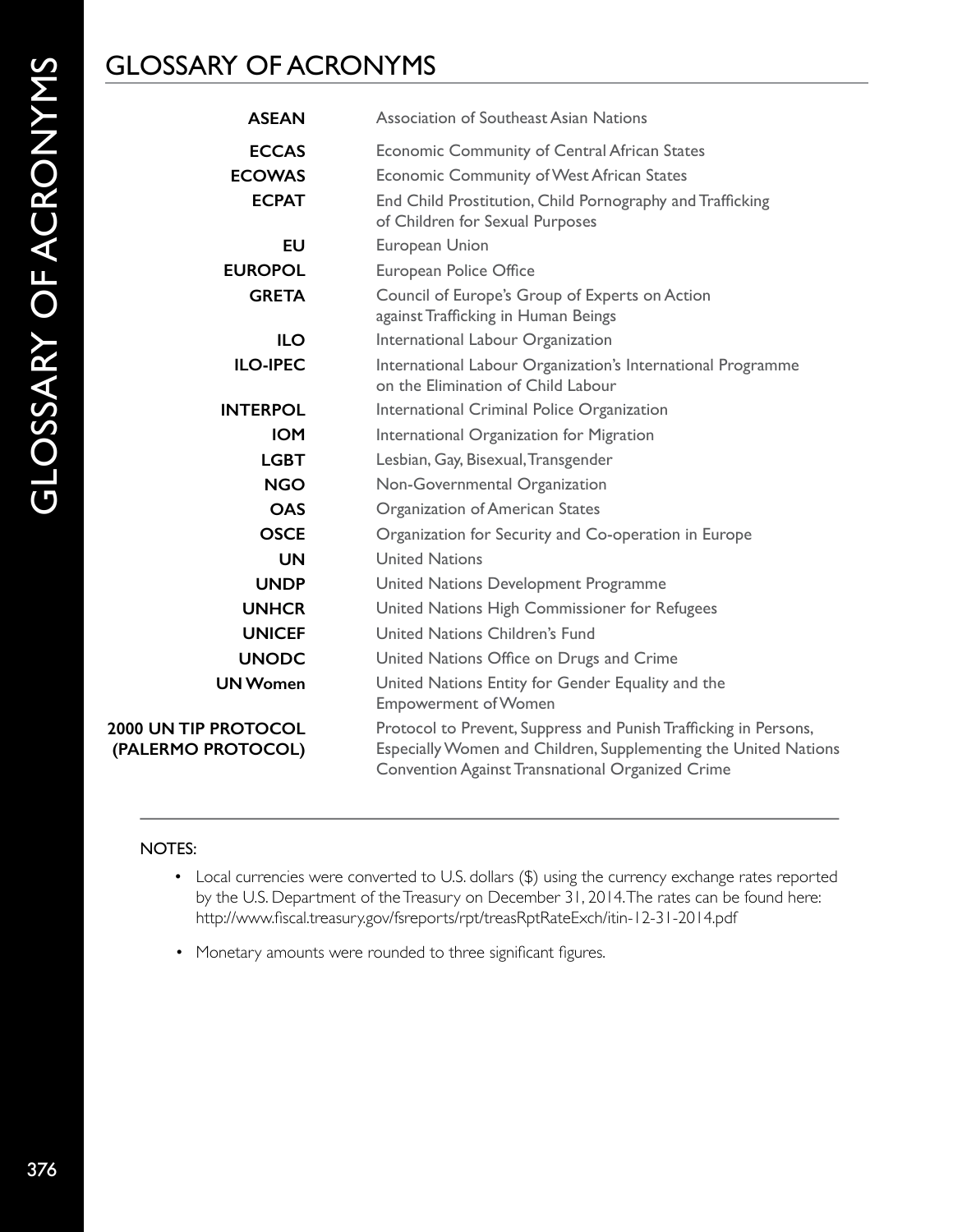# GLOSSARY OF ACRONYMS

| | |
|---|---|
| **ASEAN** | Association of Southeast Asian Nations |
| **ECCAS** | Economic Community of Central African States |
| **ECOWAS** | Economic Community of West African States |
| **ECPAT** | End Child Prostitution, Child Pornography and Trafficking of Children for Sexual Purposes |
| **EU** | European Union |
| **EUROPOL** | European Police Office |
| **GRETA** | Council of Europe's Group of Experts on Action against Trafficking in Human Beings |
| **ILO** | International Labour Organization |
| **ILO-IPEC** | International Labour Organization's International Programme on the Elimination of Child Labour |
| **INTERPOL** | International Criminal Police Organization |
| **IOM** | International Organization for Migration |
| **LGBT** | Lesbian, Gay, Bisexual, Transgender |
| **NGO** | Non-Governmental Organization |
| **OAS** | Organization of American States |
| **OSCE** | Organization for Security and Co-operation in Europe |
| **UN** | United Nations |
| **UNDP** | United Nations Development Programme |
| **UNHCR** | United Nations High Commissioner for Refugees |
| **UNICEF** | United Nations Children's Fund |
| **UNODC** | United Nations Office on Drugs and Crime |
| **UN Women** | United Nations Entity for Gender Equality and the Empowerment of Women |
| **2000 UN TIP PROTOCOL (PALERMO PROTOCOL)** | Protocol to Prevent, Suppress and Punish Trafficking in Persons, Especially Women and Children, Supplementing the United Nations Convention Against Transnational Organized Crime |

---

NOTES:

- Local currencies were converted to U.S. dollars ($) using the currency exchange rates reported by the U.S. Department of the Treasury on December 31, 2014. The rates can be found here: http://www.fiscal.treasury.gov/fsreports/rpt/treasRptRateExch/itin-12-31-2014.pdf
- Monetary amounts were rounded to three significant figures.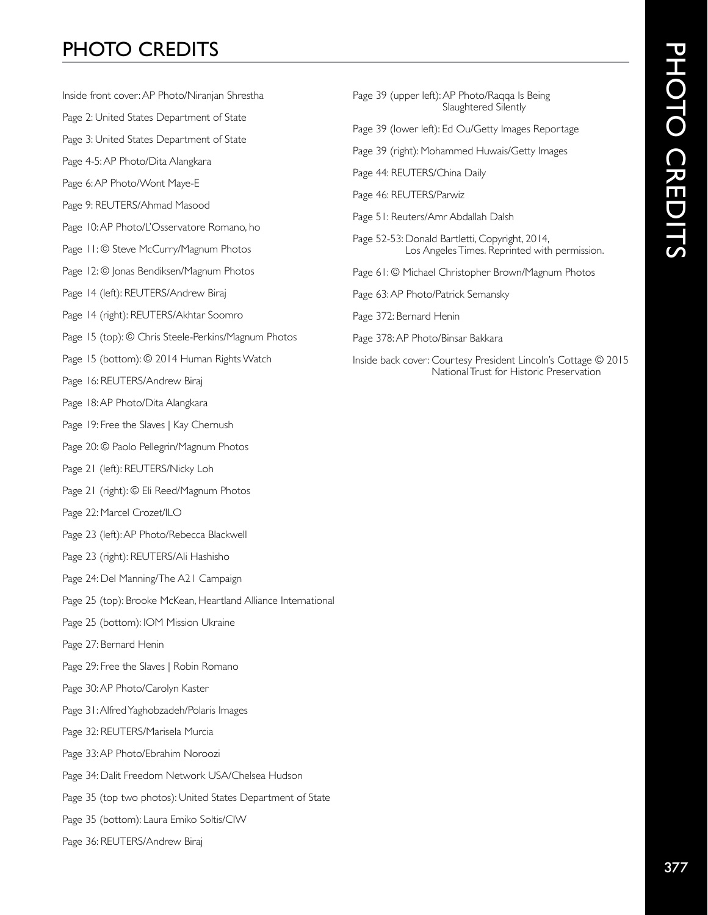# PHOTO CREDITS

Inside front cover: AP Photo/Niranjan Shrestha

Page 2: United States Department of State

Page 3: United States Department of State

Page 4-5: AP Photo/Dita Alangkara

Page 6: AP Photo/Wont Maye-E

Page 9: REUTERS/Ahmad Masood

Page 10: AP Photo/L'Osservatore Romano, ho

Page 11: © Steve McCurry/Magnum Photos

Page 12: © Jonas Bendiksen/Magnum Photos

Page 14 (left): REUTERS/Andrew Biraj

Page 14 (right): REUTERS/Akhtar Soomro

Page 15 (top): © Chris Steele-Perkins/Magnum Photos

Page 15 (bottom): © 2014 Human Rights Watch

Page 16: REUTERS/Andrew Biraj

Page 18: AP Photo/Dita Alangkara

Page 19: Free the Slaves | Kay Chernush

Page 20: © Paolo Pellegrin/Magnum Photos

Page 21 (left): REUTERS/Nicky Loh

Page 21 (right): © Eli Reed/Magnum Photos

Page 22: Marcel Crozet/ILO

Page 23 (left): AP Photo/Rebecca Blackwell

Page 23 (right): REUTERS/Ali Hashisho

Page 24: Del Manning/The A21 Campaign

Page 25 (top): Brooke McKean, Heartland Alliance International

Page 25 (bottom): IOM Mission Ukraine

Page 27: Bernard Henin

Page 29: Free the Slaves | Robin Romano

Page 30: AP Photo/Carolyn Kaster

Page 31: Alfred Yaghobzadeh/Polaris Images

Page 32: REUTERS/Marisela Murcia

Page 33: AP Photo/Ebrahim Noroozi

Page 34: Dalit Freedom Network USA/Chelsea Hudson

Page 35 (top two photos): United States Department of State

Page 35 (bottom): Laura Emiko Soltis/CIW

Page 36: REUTERS/Andrew Biraj

Page 39 (upper left): AP Photo/Raqqa Is Being Slaughtered Silently

Page 39 (lower left): Ed Ou/Getty Images Reportage

Page 39 (right): Mohammed Huwais/Getty Images

Page 44: REUTERS/China Daily

Page 46: REUTERS/Parwiz

Page 51: Reuters/Amr Abdallah Dalsh

Page 52-53: Donald Bartletti, Copyright, 2014, Los Angeles Times. Reprinted with permission.

Page 61: © Michael Christopher Brown/Magnum Photos

Page 63: AP Photo/Patrick Semansky

Page 372: Bernard Henin

Page 378: AP Photo/Binsar Bakkara

Inside back cover: Courtesy President Lincoln's Cottage © 2015 National Trust for Historic Preservation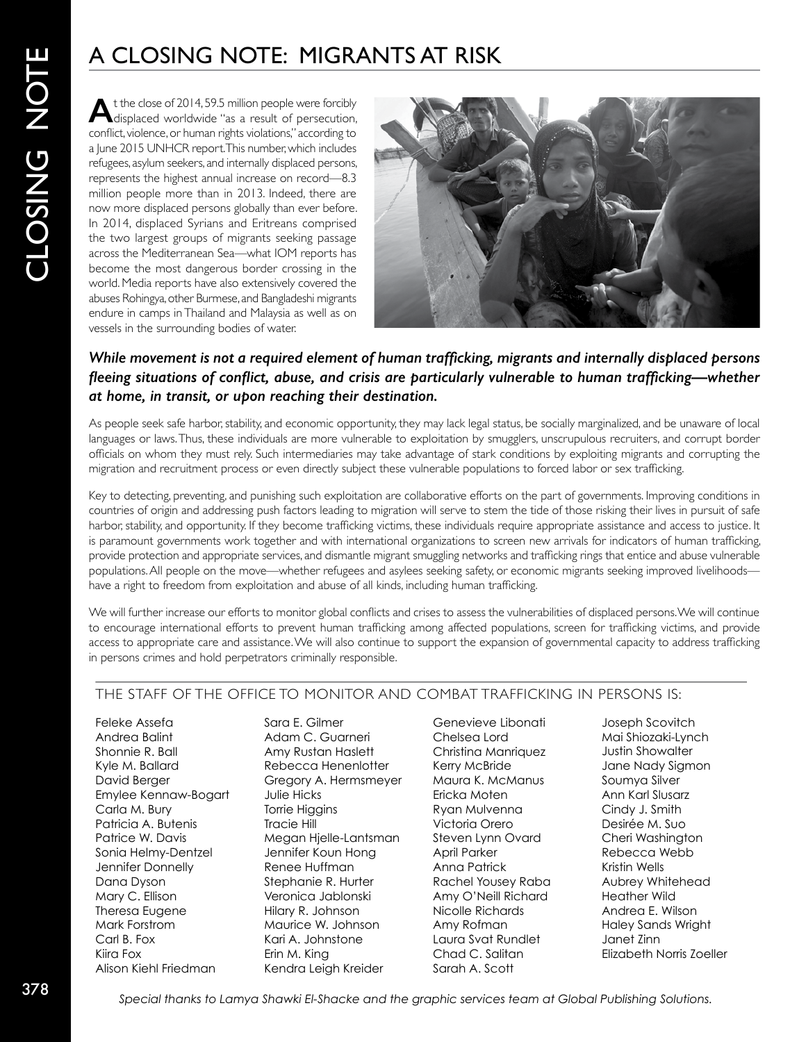# A CLOSING NOTE: MIGRANTS AT RISK

At the close of 2014, 59.5 million people were forcibly displaced worldwide "as a result of persecution, conflict, violence, or human rights violations," according to a June 2015 UNHCR report. This number, which includes refugees, asylum seekers, and internally displaced persons, represents the highest annual increase on record—8.3 million people more than in 2013. Indeed, there are now more displaced persons globally than ever before. In 2014, displaced Syrians and Eritreans comprised the two largest groups of migrants seeking passage across the Mediterranean Sea—what IOM reports has become the most dangerous border crossing in the world. Media reports have also extensively covered the abuses Rohingya, other Burmese, and Bangladeshi migrants endure in camps in Thailand and Malaysia as well as on vessels in the surrounding bodies of water.

***While movement is not a required element of human trafficking, migrants and internally displaced persons fleeing situations of conflict, abuse, and crisis are particularly vulnerable to human trafficking—whether at home, in transit, or upon reaching their destination.***

As people seek safe harbor, stability, and economic opportunity, they may lack legal status, be socially marginalized, and be unaware of local languages or laws. Thus, these individuals are more vulnerable to exploitation by smugglers, unscrupulous recruiters, and corrupt border officials on whom they must rely. Such intermediaries may take advantage of stark conditions by exploiting migrants and corrupting the migration and recruitment process or even directly subject these vulnerable populations to forced labor or sex trafficking.

Key to detecting, preventing, and punishing such exploitation are collaborative efforts on the part of governments. Improving conditions in countries of origin and addressing push factors leading to migration will serve to stem the tide of those risking their lives in pursuit of safe harbor, stability, and opportunity. If they become trafficking victims, these individuals require appropriate assistance and access to justice. It is paramount governments work together and with international organizations to screen new arrivals for indicators of human trafficking, provide protection and appropriate services, and dismantle migrant smuggling networks and trafficking rings that entice and abuse vulnerable populations. All people on the move—whether refugees and asylees seeking safety, or economic migrants seeking improved livelihoods—have a right to freedom from exploitation and abuse of all kinds, including human trafficking.

We will further increase our efforts to monitor global conflicts and crises to assess the vulnerabilities of displaced persons. We will continue to encourage international efforts to prevent human trafficking among affected populations, screen for trafficking victims, and provide access to appropriate care and assistance. We will also continue to support the expansion of governmental capacity to address trafficking in persons crimes and hold perpetrators criminally responsible.

## THE STAFF OF THE OFFICE TO MONITOR AND COMBAT TRAFFICKING IN PERSONS IS:

Feleke Assefa
Andrea Balint
Shonnie R. Ball
Kyle M. Ballard
David Berger
Emylee Kennaw-Bogart
Carla M. Bury
Patricia A. Butenis
Patrice W. Davis
Sonia Helmy-Dentzel
Jennifer Donnelly
Dana Dyson
Mary C. Ellison
Theresa Eugene
Mark Forstrom
Carl B. Fox
Kiira Fox
Alison Kiehl Friedman
Sara E. Gilmer
Adam C. Guarneri
Amy Rustan Haslett
Rebecca Henenlotter
Gregory A. Hermsmeyer
Julie Hicks
Torrie Higgins
Tracie Hill
Megan Hjelle-Lantsman
Jennifer Koun Hong
Renee Huffman
Stephanie R. Hurter
Veronica Jablonski
Hilary R. Johnson
Maurice W. Johnson
Kari A. Johnstone
Erin M. King
Kendra Leigh Kreider
Genevieve Libonati
Chelsea Lord
Christina Manriquez
Kerry McBride
Maura K. McManus
Ericka Moten
Ryan Mulvenna
Victoria Orero
Steven Lynn Ovard
April Parker
Anna Patrick
Rachel Yousey Raba
Amy O'Neill Richard
Nicolle Richards
Amy Rofman
Laura Svat Rundlet
Chad C. Salitan
Sarah A. Scott
Joseph Scovitch
Mai Shiozaki-Lynch
Justin Showalter
Jane Nady Sigmon
Soumya Silver
Ann Karl Slusarz
Cindy J. Smith
Desirée M. Suo
Cheri Washington
Rebecca Webb
Kristin Wells
Aubrey Whitehead
Heather Wild
Andrea E. Wilson
Haley Sands Wright
Janet Zinn
Elizabeth Norris Zoeller

*Special thanks to Lamya Shawki El-Shacke and the graphic services team at Global Publishing Solutions.*